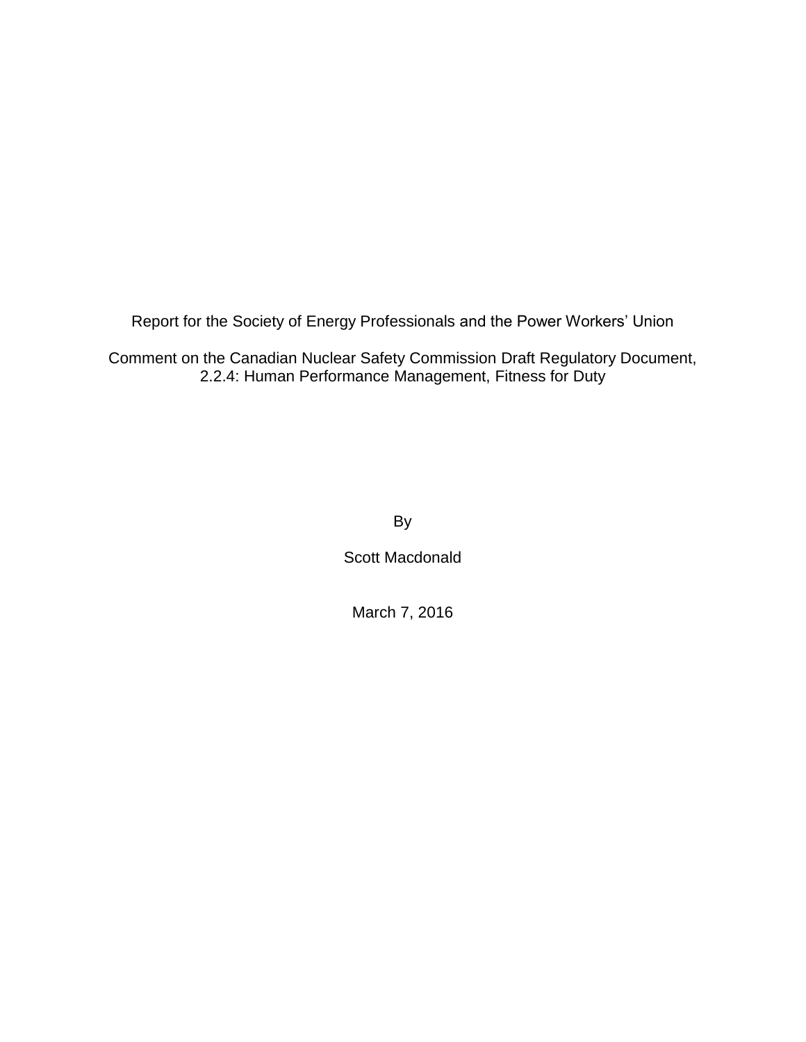Report for the Society of Energy Professionals and the Power Workers' Union

Comment on the Canadian Nuclear Safety Commission Draft Regulatory Document, 2.2.4: Human Performance Management, Fitness for Duty

By

Scott Macdonald

March 7, 2016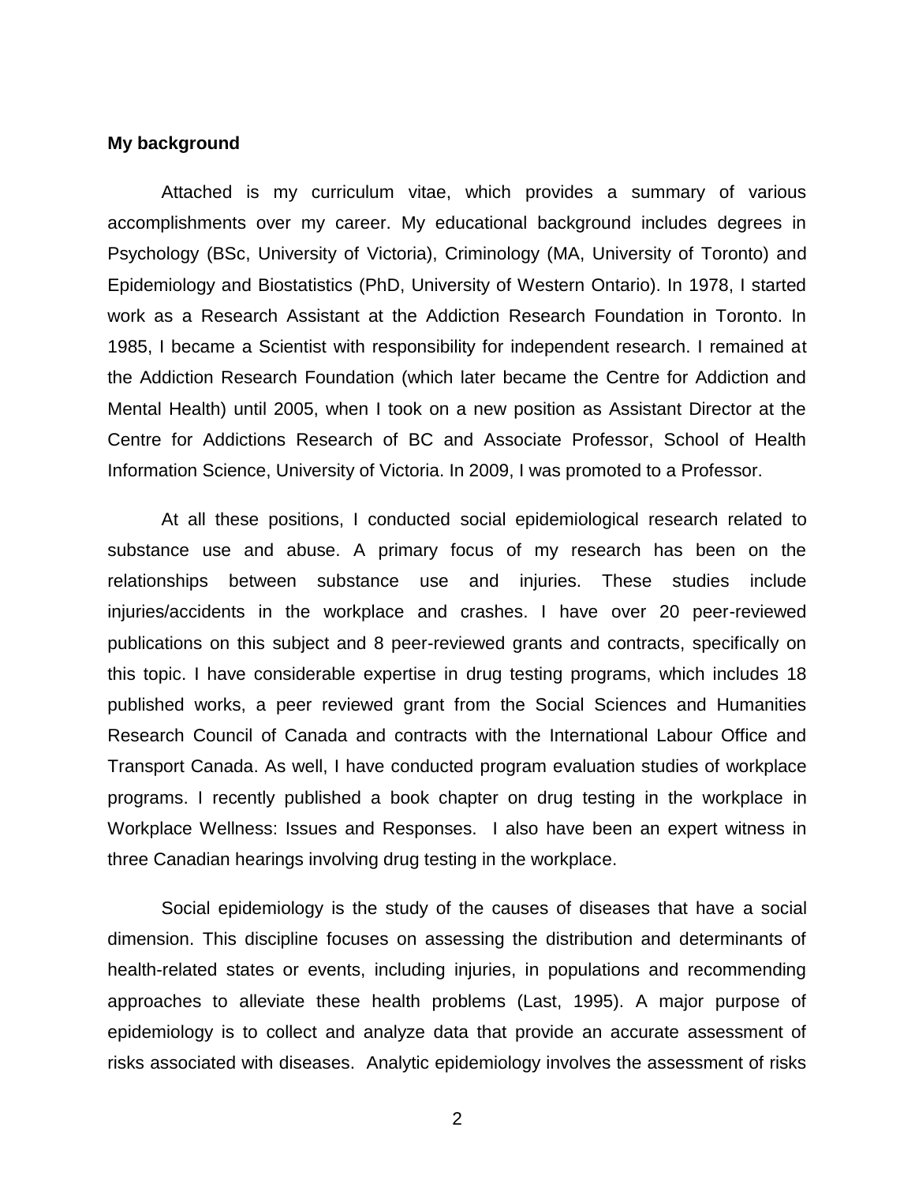**My background**

Attached is my curriculum vitae, which provides a summary of various accomplishments over my career. My educational background includes degrees in Psychology (BSc, University of Victoria), Criminology (MA, University of Toronto) and Epidemiology and Biostatistics (PhD, University of Western Ontario). In 1978, I started work as a Research Assistant at the Addiction Research Foundation in Toronto. In 1985, I became a Scientist with responsibility for independent research. I remained at the Addiction Research Foundation (which later became the Centre for Addiction and Mental Health) until 2005, when I took on a new position as Assistant Director at the Centre for Addictions Research of BC and Associate Professor, School of Health Information Science, University of Victoria. In 2009, I was promoted to a Professor.

At all these positions, I conducted social epidemiological research related to substance use and abuse. A primary focus of my research has been on the relationships between substance use and injuries. These studies include injuries/accidents in the workplace and crashes. I have over 20 peer-reviewed publications on this subject and 8 peer-reviewed grants and contracts, specifically on this topic. I have considerable expertise in drug testing programs, which includes 18 published works, a peer reviewed grant from the Social Sciences and Humanities Research Council of Canada and contracts with the International Labour Office and Transport Canada. As well, I have conducted program evaluation studies of workplace programs. I recently published a book chapter on drug testing in the workplace in Workplace Wellness: Issues and Responses. I also have been an expert witness in three Canadian hearings involving drug testing in the workplace.

Social epidemiology is the study of the causes of diseases that have a social dimension. This discipline focuses on assessing the distribution and determinants of health-related states or events, including injuries, in populations and recommending approaches to alleviate these health problems (Last, 1995). A major purpose of epidemiology is to collect and analyze data that provide an accurate assessment of risks associated with diseases. Analytic epidemiology involves the assessment of risks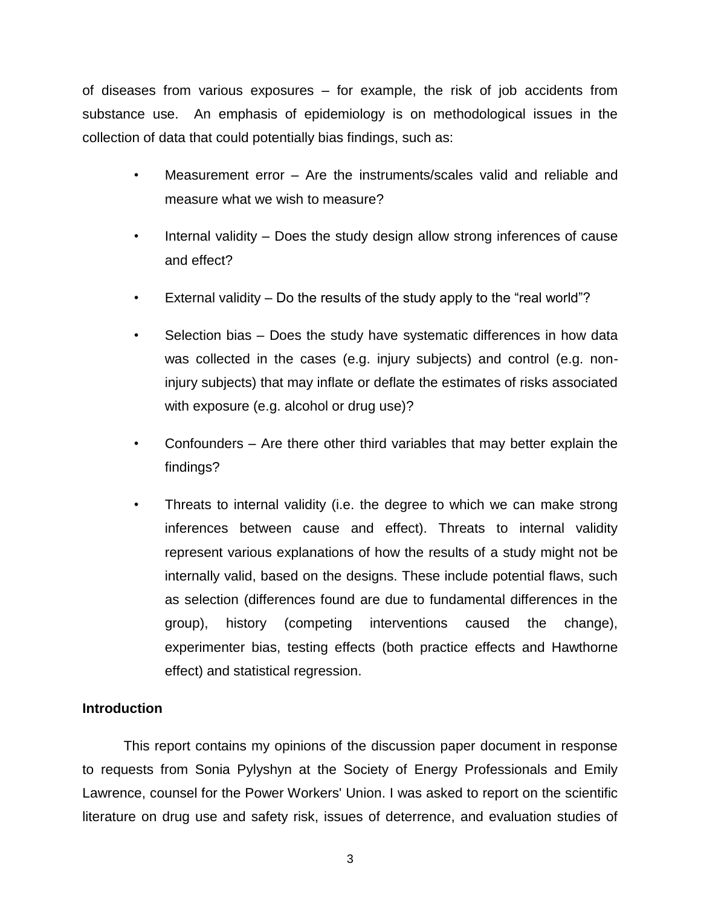of diseases from various exposures – for example, the risk of job accidents from substance use. An emphasis of epidemiology is on methodological issues in the collection of data that could potentially bias findings, such as:

- Measurement error – Are the instruments/scales valid and reliable and measure what we wish to measure?
- Internal validity – Does the study design allow strong inferences of cause and effect?
- External validity – Do the results of the study apply to the "real world"?
- Selection bias – Does the study have systematic differences in how data was collected in the cases (e.g. injury subjects) and control (e.g. non-injury subjects) that may inflate or deflate the estimates of risks associated with exposure (e.g. alcohol or drug use)?
- Confounders – Are there other third variables that may better explain the findings?
- Threats to internal validity (i.e. the degree to which we can make strong inferences between cause and effect). Threats to internal validity represent various explanations of how the results of a study might not be internally valid, based on the designs. These include potential flaws, such as selection (differences found are due to fundamental differences in the group), history (competing interventions caused the change), experimenter bias, testing effects (both practice effects and Hawthorne effect) and statistical regression.

**Introduction**

This report contains my opinions of the discussion paper document in response to requests from Sonia Pylyshyn at the Society of Energy Professionals and Emily Lawrence, counsel for the Power Workers' Union. I was asked to report on the scientific literature on drug use and safety risk, issues of deterrence, and evaluation studies of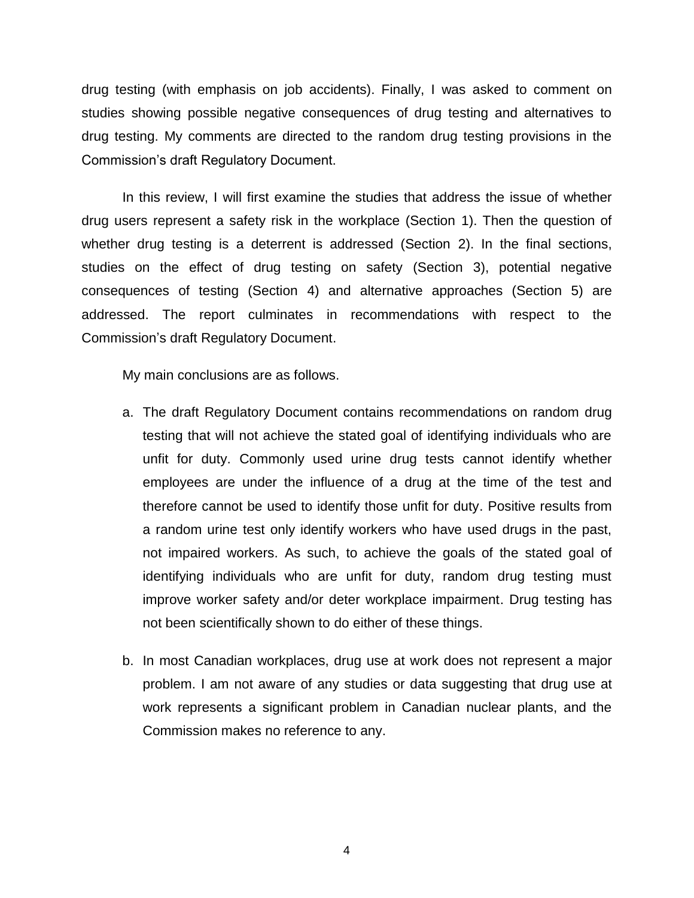drug testing (with emphasis on job accidents). Finally, I was asked to comment on studies showing possible negative consequences of drug testing and alternatives to drug testing. My comments are directed to the random drug testing provisions in the Commission's draft Regulatory Document.

In this review, I will first examine the studies that address the issue of whether drug users represent a safety risk in the workplace (Section 1). Then the question of whether drug testing is a deterrent is addressed (Section 2). In the final sections, studies on the effect of drug testing on safety (Section 3), potential negative consequences of testing (Section 4) and alternative approaches (Section 5) are addressed. The report culminates in recommendations with respect to the Commission's draft Regulatory Document.

My main conclusions are as follows.

a. The draft Regulatory Document contains recommendations on random drug testing that will not achieve the stated goal of identifying individuals who are unfit for duty. Commonly used urine drug tests cannot identify whether employees are under the influence of a drug at the time of the test and therefore cannot be used to identify those unfit for duty. Positive results from a random urine test only identify workers who have used drugs in the past, not impaired workers. As such, to achieve the goals of the stated goal of identifying individuals who are unfit for duty, random drug testing must improve worker safety and/or deter workplace impairment. Drug testing has not been scientifically shown to do either of these things.

b. In most Canadian workplaces, drug use at work does not represent a major problem. I am not aware of any studies or data suggesting that drug use at work represents a significant problem in Canadian nuclear plants, and the Commission makes no reference to any.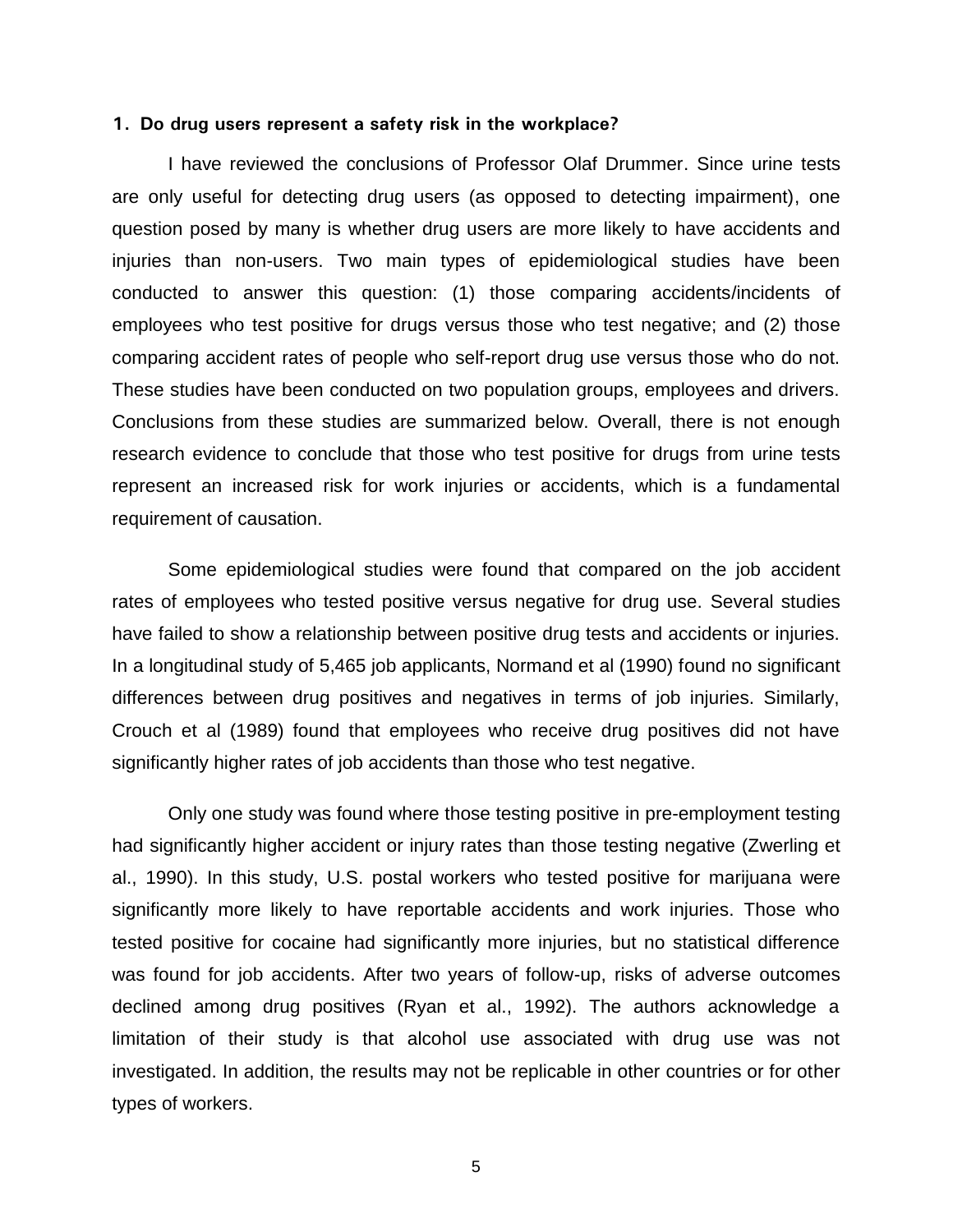## 1. Do drug users represent a safety risk in the workplace?

I have reviewed the conclusions of Professor Olaf Drummer. Since urine tests are only useful for detecting drug users (as opposed to detecting impairment), one question posed by many is whether drug users are more likely to have accidents and injuries than non-users. Two main types of epidemiological studies have been conducted to answer this question: (1) those comparing accidents/incidents of employees who test positive for drugs versus those who test negative; and (2) those comparing accident rates of people who self-report drug use versus those who do not. These studies have been conducted on two population groups, employees and drivers. Conclusions from these studies are summarized below. Overall, there is not enough research evidence to conclude that those who test positive for drugs from urine tests represent an increased risk for work injuries or accidents, which is a fundamental requirement of causation.

Some epidemiological studies were found that compared on the job accident rates of employees who tested positive versus negative for drug use. Several studies have failed to show a relationship between positive drug tests and accidents or injuries. In a longitudinal study of 5,465 job applicants, Normand et al (1990) found no significant differences between drug positives and negatives in terms of job injuries. Similarly, Crouch et al (1989) found that employees who receive drug positives did not have significantly higher rates of job accidents than those who test negative.

Only one study was found where those testing positive in pre-employment testing had significantly higher accident or injury rates than those testing negative (Zwerling et al., 1990). In this study, U.S. postal workers who tested positive for marijuana were significantly more likely to have reportable accidents and work injuries. Those who tested positive for cocaine had significantly more injuries, but no statistical difference was found for job accidents. After two years of follow-up, risks of adverse outcomes declined among drug positives (Ryan et al., 1992). The authors acknowledge a limitation of their study is that alcohol use associated with drug use was not investigated. In addition, the results may not be replicable in other countries or for other types of workers.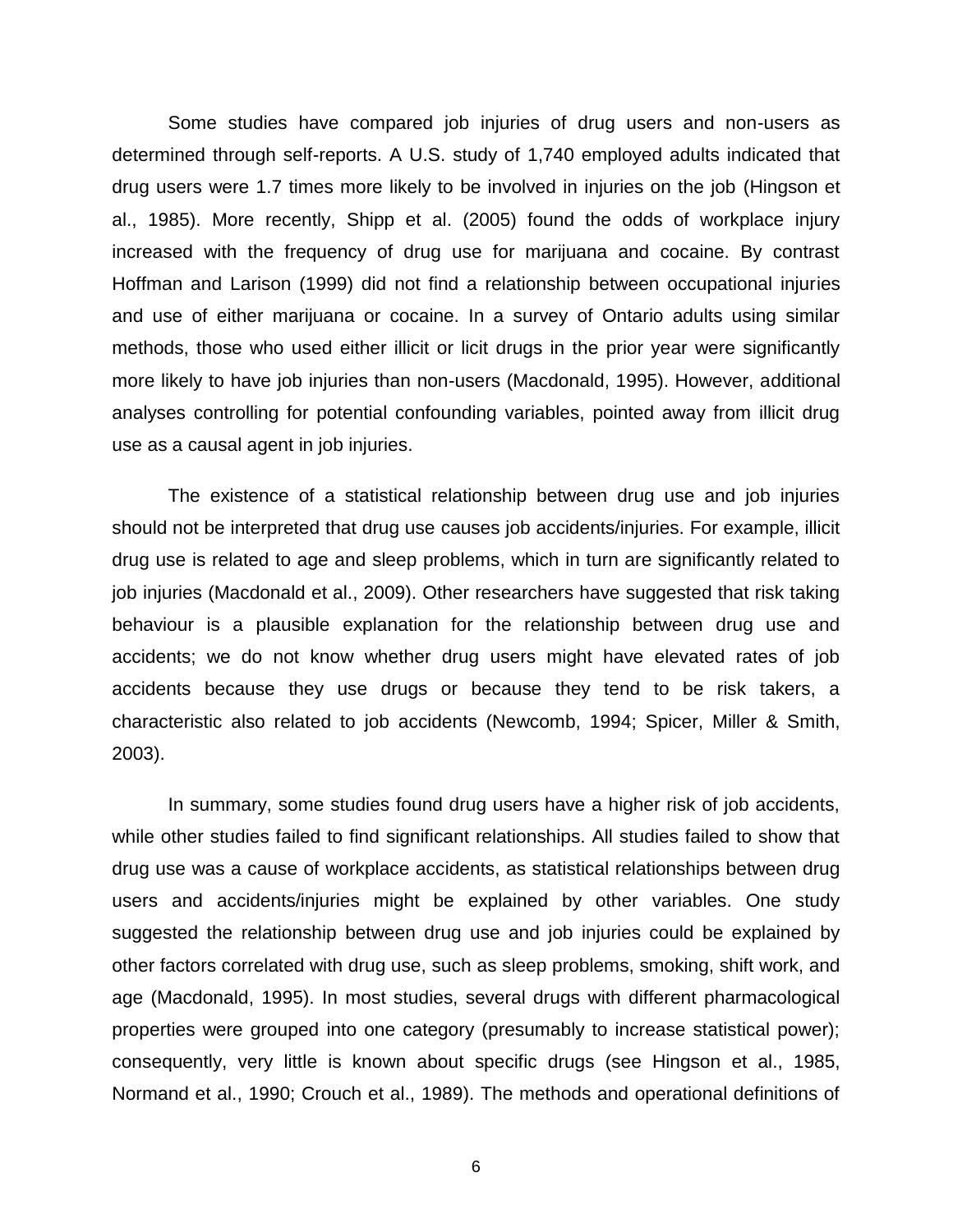Some studies have compared job injuries of drug users and non-users as determined through self-reports. A U.S. study of 1,740 employed adults indicated that drug users were 1.7 times more likely to be involved in injuries on the job (Hingson et al., 1985). More recently, Shipp et al. (2005) found the odds of workplace injury increased with the frequency of drug use for marijuana and cocaine. By contrast Hoffman and Larison (1999) did not find a relationship between occupational injuries and use of either marijuana or cocaine. In a survey of Ontario adults using similar methods, those who used either illicit or licit drugs in the prior year were significantly more likely to have job injuries than non-users (Macdonald, 1995). However, additional analyses controlling for potential confounding variables, pointed away from illicit drug use as a causal agent in job injuries.

The existence of a statistical relationship between drug use and job injuries should not be interpreted that drug use causes job accidents/injuries. For example, illicit drug use is related to age and sleep problems, which in turn are significantly related to job injuries (Macdonald et al., 2009). Other researchers have suggested that risk taking behaviour is a plausible explanation for the relationship between drug use and accidents; we do not know whether drug users might have elevated rates of job accidents because they use drugs or because they tend to be risk takers, a characteristic also related to job accidents (Newcomb, 1994; Spicer, Miller & Smith, 2003).

In summary, some studies found drug users have a higher risk of job accidents, while other studies failed to find significant relationships. All studies failed to show that drug use was a cause of workplace accidents, as statistical relationships between drug users and accidents/injuries might be explained by other variables. One study suggested the relationship between drug use and job injuries could be explained by other factors correlated with drug use, such as sleep problems, smoking, shift work, and age (Macdonald, 1995). In most studies, several drugs with different pharmacological properties were grouped into one category (presumably to increase statistical power); consequently, very little is known about specific drugs (see Hingson et al., 1985, Normand et al., 1990; Crouch et al., 1989). The methods and operational definitions of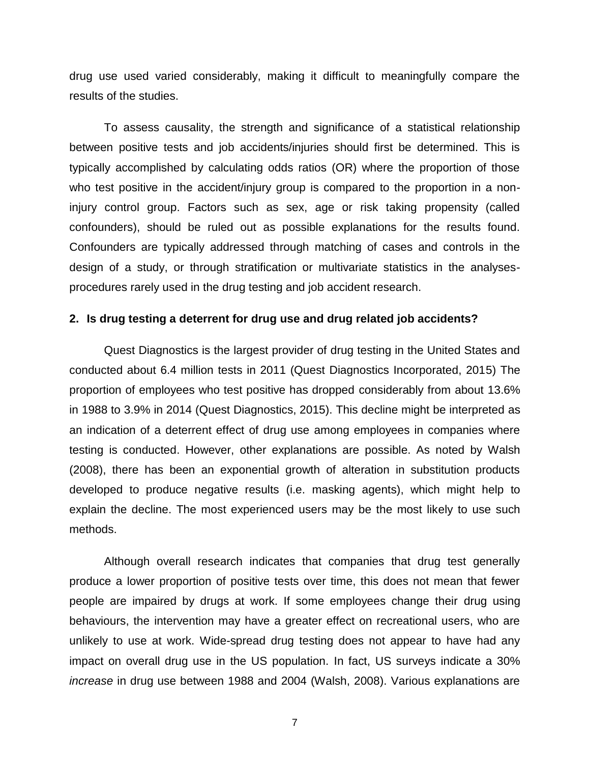drug use used varied considerably, making it difficult to meaningfully compare the results of the studies.

To assess causality, the strength and significance of a statistical relationship between positive tests and job accidents/injuries should first be determined. This is typically accomplished by calculating odds ratios (OR) where the proportion of those who test positive in the accident/injury group is compared to the proportion in a non-injury control group. Factors such as sex, age or risk taking propensity (called confounders), should be ruled out as possible explanations for the results found. Confounders are typically addressed through matching of cases and controls in the design of a study, or through stratification or multivariate statistics in the analyses-procedures rarely used in the drug testing and job accident research.

## 2. Is drug testing a deterrent for drug use and drug related job accidents?

Quest Diagnostics is the largest provider of drug testing in the United States and conducted about 6.4 million tests in 2011 (Quest Diagnostics Incorporated, 2015) The proportion of employees who test positive has dropped considerably from about 13.6% in 1988 to 3.9% in 2014 (Quest Diagnostics, 2015). This decline might be interpreted as an indication of a deterrent effect of drug use among employees in companies where testing is conducted. However, other explanations are possible. As noted by Walsh (2008), there has been an exponential growth of alteration in substitution products developed to produce negative results (i.e. masking agents), which might help to explain the decline. The most experienced users may be the most likely to use such methods.

Although overall research indicates that companies that drug test generally produce a lower proportion of positive tests over time, this does not mean that fewer people are impaired by drugs at work. If some employees change their drug using behaviours, the intervention may have a greater effect on recreational users, who are unlikely to use at work. Wide-spread drug testing does not appear to have had any impact on overall drug use in the US population. In fact, US surveys indicate a 30% *increase* in drug use between 1988 and 2004 (Walsh, 2008). Various explanations are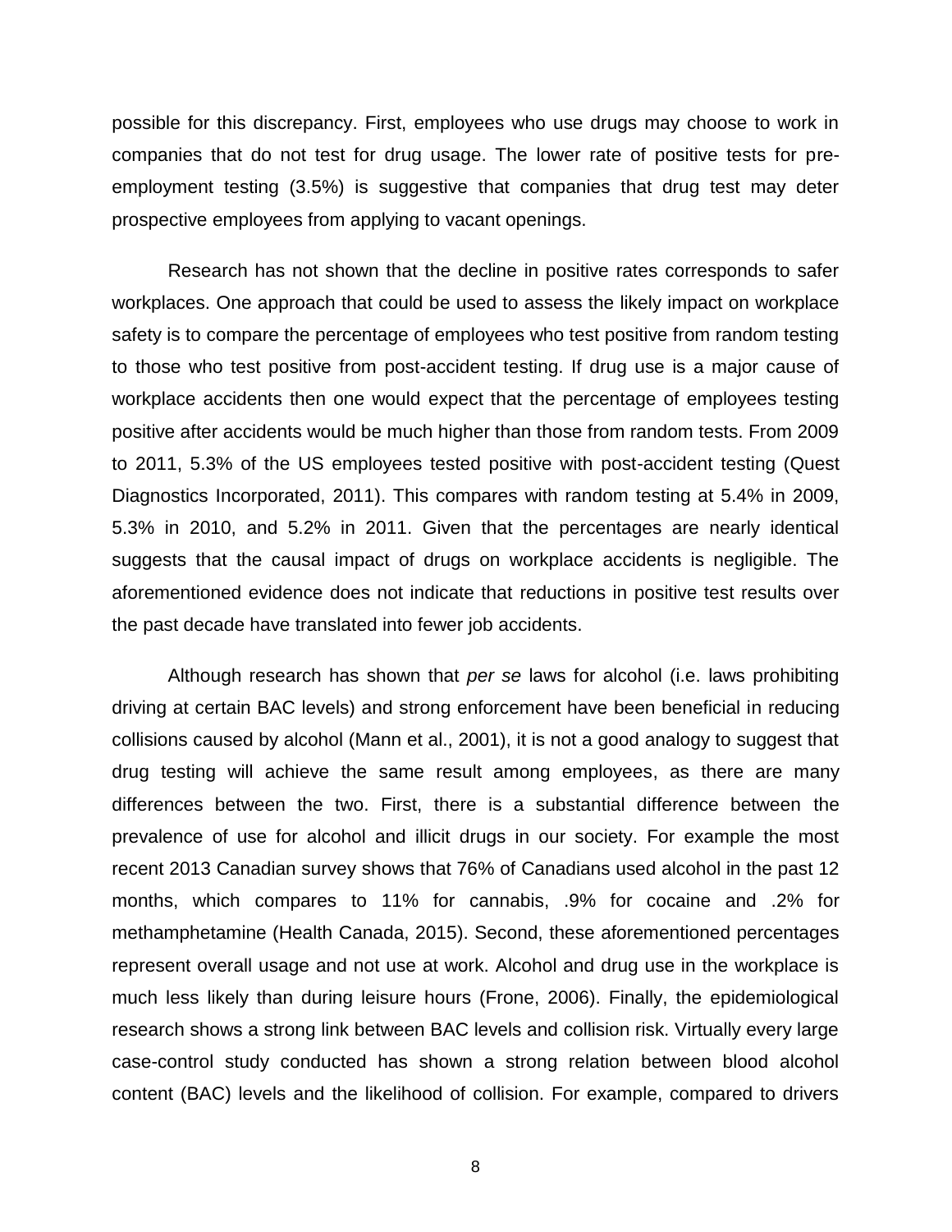possible for this discrepancy. First, employees who use drugs may choose to work in companies that do not test for drug usage. The lower rate of positive tests for pre-employment testing (3.5%) is suggestive that companies that drug test may deter prospective employees from applying to vacant openings.

Research has not shown that the decline in positive rates corresponds to safer workplaces. One approach that could be used to assess the likely impact on workplace safety is to compare the percentage of employees who test positive from random testing to those who test positive from post-accident testing. If drug use is a major cause of workplace accidents then one would expect that the percentage of employees testing positive after accidents would be much higher than those from random tests. From 2009 to 2011, 5.3% of the US employees tested positive with post-accident testing (Quest Diagnostics Incorporated, 2011). This compares with random testing at 5.4% in 2009, 5.3% in 2010, and 5.2% in 2011. Given that the percentages are nearly identical suggests that the causal impact of drugs on workplace accidents is negligible. The aforementioned evidence does not indicate that reductions in positive test results over the past decade have translated into fewer job accidents.

Although research has shown that *per se* laws for alcohol (i.e. laws prohibiting driving at certain BAC levels) and strong enforcement have been beneficial in reducing collisions caused by alcohol (Mann et al., 2001), it is not a good analogy to suggest that drug testing will achieve the same result among employees, as there are many differences between the two. First, there is a substantial difference between the prevalence of use for alcohol and illicit drugs in our society. For example the most recent 2013 Canadian survey shows that 76% of Canadians used alcohol in the past 12 months, which compares to 11% for cannabis, .9% for cocaine and .2% for methamphetamine (Health Canada, 2015). Second, these aforementioned percentages represent overall usage and not use at work. Alcohol and drug use in the workplace is much less likely than during leisure hours (Frone, 2006). Finally, the epidemiological research shows a strong link between BAC levels and collision risk. Virtually every large case-control study conducted has shown a strong relation between blood alcohol content (BAC) levels and the likelihood of collision. For example, compared to drivers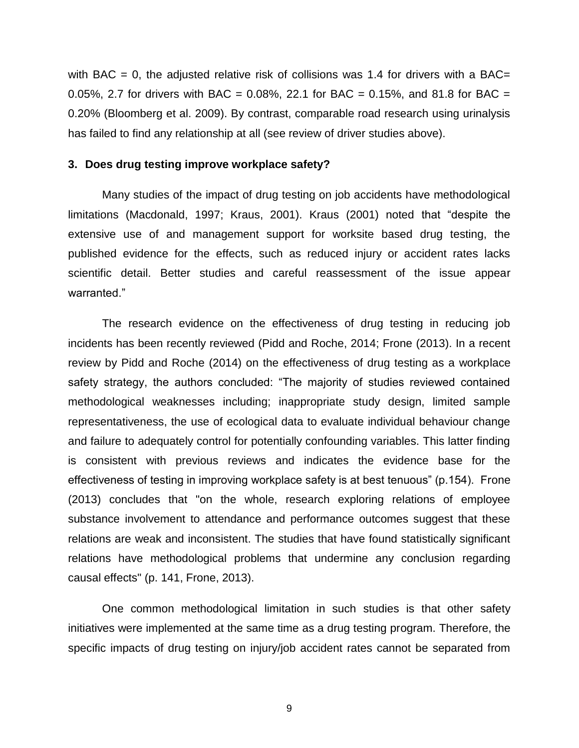with BAC = 0, the adjusted relative risk of collisions was 1.4 for drivers with a BAC= 0.05%, 2.7 for drivers with BAC = 0.08%, 22.1 for BAC = 0.15%, and 81.8 for BAC = 0.20% (Bloomberg et al. 2009). By contrast, comparable road research using urinalysis has failed to find any relationship at all (see review of driver studies above).

### 3. Does drug testing improve workplace safety?

Many studies of the impact of drug testing on job accidents have methodological limitations (Macdonald, 1997; Kraus, 2001). Kraus (2001) noted that "despite the extensive use of and management support for worksite based drug testing, the published evidence for the effects, such as reduced injury or accident rates lacks scientific detail. Better studies and careful reassessment of the issue appear warranted."

The research evidence on the effectiveness of drug testing in reducing job incidents has been recently reviewed (Pidd and Roche, 2014; Frone (2013). In a recent review by Pidd and Roche (2014) on the effectiveness of drug testing as a workplace safety strategy, the authors concluded: "The majority of studies reviewed contained methodological weaknesses including; inappropriate study design, limited sample representativeness, the use of ecological data to evaluate individual behaviour change and failure to adequately control for potentially confounding variables. This latter finding is consistent with previous reviews and indicates the evidence base for the effectiveness of testing in improving workplace safety is at best tenuous" (p.154). Frone (2013) concludes that "on the whole, research exploring relations of employee substance involvement to attendance and performance outcomes suggest that these relations are weak and inconsistent. The studies that have found statistically significant relations have methodological problems that undermine any conclusion regarding causal effects" (p. 141, Frone, 2013).

One common methodological limitation in such studies is that other safety initiatives were implemented at the same time as a drug testing program. Therefore, the specific impacts of drug testing on injury/job accident rates cannot be separated from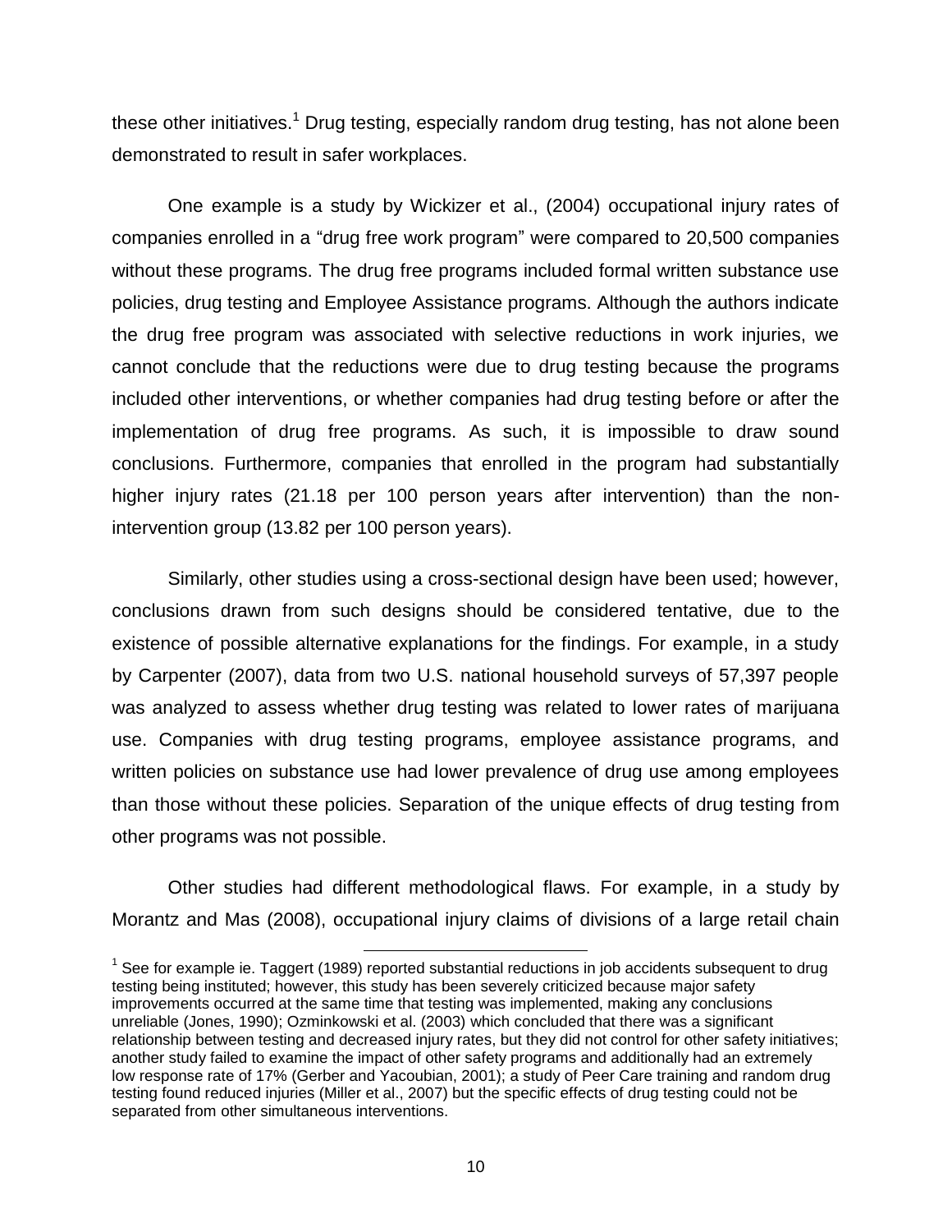these other initiatives.[1] Drug testing, especially random drug testing, has not alone been demonstrated to result in safer workplaces.

One example is a study by Wickizer et al., (2004) occupational injury rates of companies enrolled in a "drug free work program" were compared to 20,500 companies without these programs. The drug free programs included formal written substance use policies, drug testing and Employee Assistance programs. Although the authors indicate the drug free program was associated with selective reductions in work injuries, we cannot conclude that the reductions were due to drug testing because the programs included other interventions, or whether companies had drug testing before or after the implementation of drug free programs. As such, it is impossible to draw sound conclusions. Furthermore, companies that enrolled in the program had substantially higher injury rates (21.18 per 100 person years after intervention) than the non-intervention group (13.82 per 100 person years).

Similarly, other studies using a cross-sectional design have been used; however, conclusions drawn from such designs should be considered tentative, due to the existence of possible alternative explanations for the findings. For example, in a study by Carpenter (2007), data from two U.S. national household surveys of 57,397 people was analyzed to assess whether drug testing was related to lower rates of marijuana use. Companies with drug testing programs, employee assistance programs, and written policies on substance use had lower prevalence of drug use among employees than those without these policies. Separation of the unique effects of drug testing from other programs was not possible.

Other studies had different methodological flaws. For example, in a study by Morantz and Mas (2008), occupational injury claims of divisions of a large retail chain

---

[1] See for example ie. Taggert (1989) reported substantial reductions in job accidents subsequent to drug testing being instituted; however, this study has been severely criticized because major safety improvements occurred at the same time that testing was implemented, making any conclusions unreliable (Jones, 1990); Ozminkowski et al. (2003) which concluded that there was a significant relationship between testing and decreased injury rates, but they did not control for other safety initiatives; another study failed to examine the impact of other safety programs and additionally had an extremely low response rate of 17% (Gerber and Yacoubian, 2001); a study of Peer Care training and random drug testing found reduced injuries (Miller et al., 2007) but the specific effects of drug testing could not be separated from other simultaneous interventions.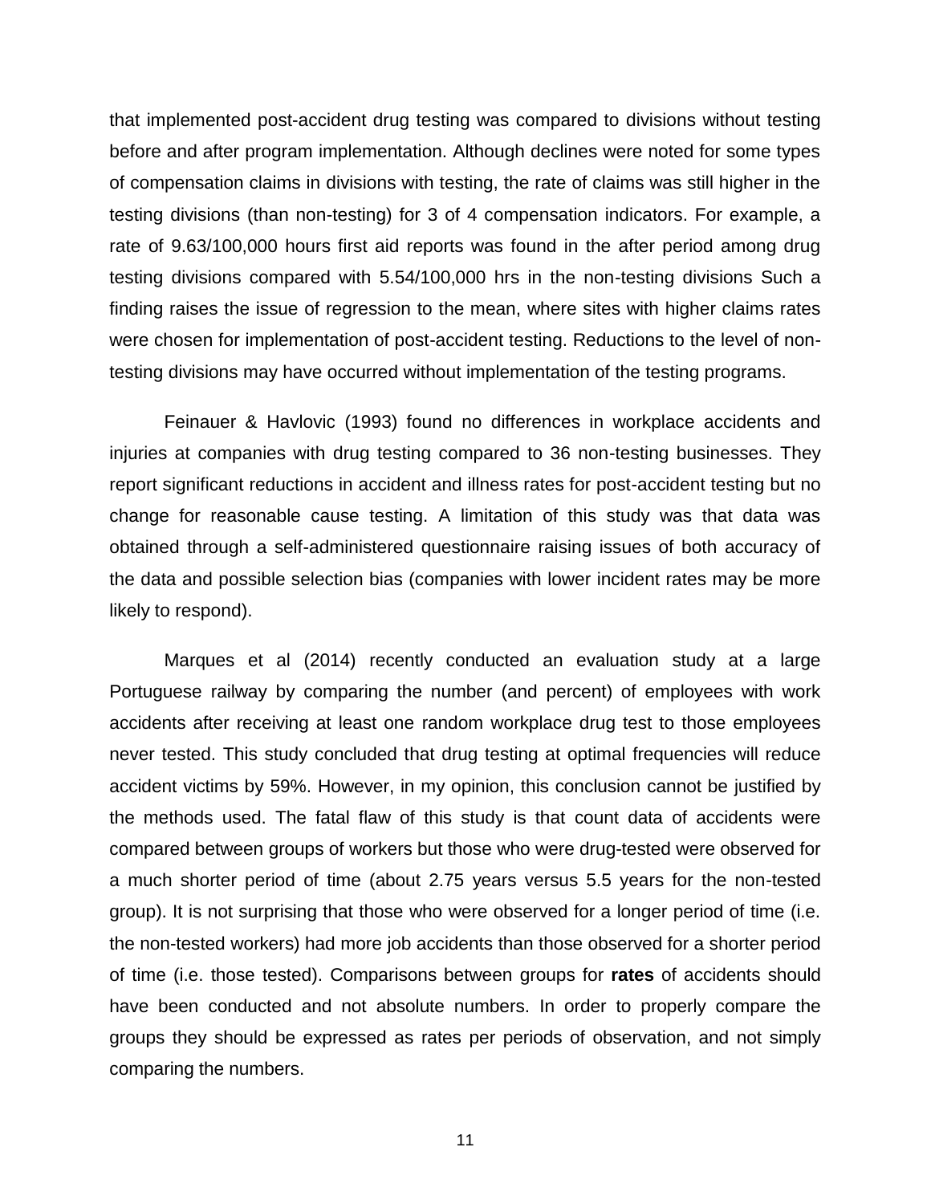that implemented post-accident drug testing was compared to divisions without testing before and after program implementation. Although declines were noted for some types of compensation claims in divisions with testing, the rate of claims was still higher in the testing divisions (than non-testing) for 3 of 4 compensation indicators. For example, a rate of 9.63/100,000 hours first aid reports was found in the after period among drug testing divisions compared with 5.54/100,000 hrs in the non-testing divisions Such a finding raises the issue of regression to the mean, where sites with higher claims rates were chosen for implementation of post-accident testing. Reductions to the level of non-testing divisions may have occurred without implementation of the testing programs.

Feinauer & Havlovic (1993) found no differences in workplace accidents and injuries at companies with drug testing compared to 36 non-testing businesses. They report significant reductions in accident and illness rates for post-accident testing but no change for reasonable cause testing. A limitation of this study was that data was obtained through a self-administered questionnaire raising issues of both accuracy of the data and possible selection bias (companies with lower incident rates may be more likely to respond).

Marques et al (2014) recently conducted an evaluation study at a large Portuguese railway by comparing the number (and percent) of employees with work accidents after receiving at least one random workplace drug test to those employees never tested. This study concluded that drug testing at optimal frequencies will reduce accident victims by 59%. However, in my opinion, this conclusion cannot be justified by the methods used. The fatal flaw of this study is that count data of accidents were compared between groups of workers but those who were drug-tested were observed for a much shorter period of time (about 2.75 years versus 5.5 years for the non-tested group). It is not surprising that those who were observed for a longer period of time (i.e. the non-tested workers) had more job accidents than those observed for a shorter period of time (i.e. those tested). Comparisons between groups for **rates** of accidents should have been conducted and not absolute numbers. In order to properly compare the groups they should be expressed as rates per periods of observation, and not simply comparing the numbers.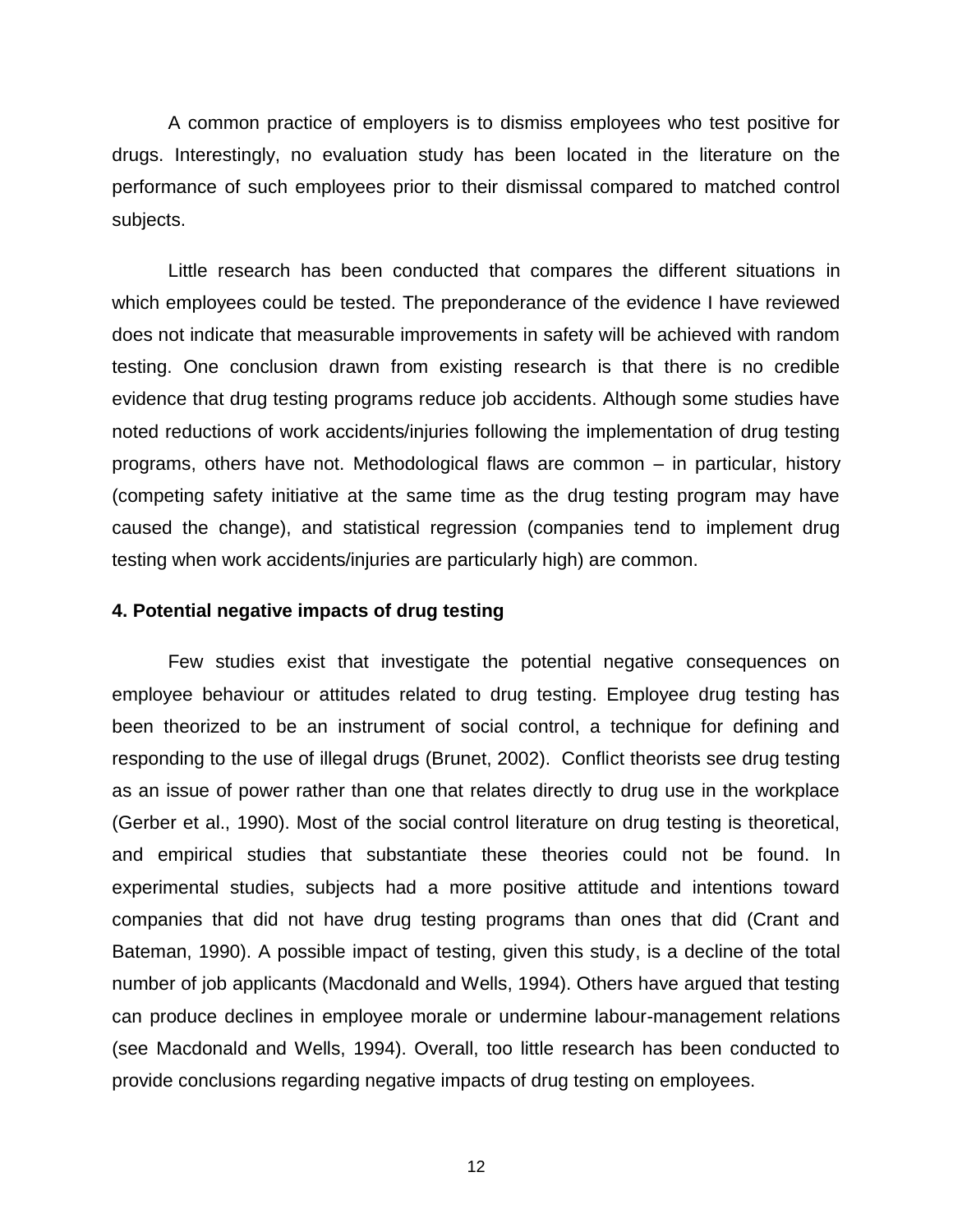A common practice of employers is to dismiss employees who test positive for drugs. Interestingly, no evaluation study has been located in the literature on the performance of such employees prior to their dismissal compared to matched control subjects.

Little research has been conducted that compares the different situations in which employees could be tested. The preponderance of the evidence I have reviewed does not indicate that measurable improvements in safety will be achieved with random testing. One conclusion drawn from existing research is that there is no credible evidence that drug testing programs reduce job accidents. Although some studies have noted reductions of work accidents/injuries following the implementation of drug testing programs, others have not. Methodological flaws are common – in particular, history (competing safety initiative at the same time as the drug testing program may have caused the change), and statistical regression (companies tend to implement drug testing when work accidents/injuries are particularly high) are common.

**4. Potential negative impacts of drug testing**

Few studies exist that investigate the potential negative consequences on employee behaviour or attitudes related to drug testing. Employee drug testing has been theorized to be an instrument of social control, a technique for defining and responding to the use of illegal drugs (Brunet, 2002). Conflict theorists see drug testing as an issue of power rather than one that relates directly to drug use in the workplace (Gerber et al., 1990). Most of the social control literature on drug testing is theoretical, and empirical studies that substantiate these theories could not be found. In experimental studies, subjects had a more positive attitude and intentions toward companies that did not have drug testing programs than ones that did (Crant and Bateman, 1990). A possible impact of testing, given this study, is a decline of the total number of job applicants (Macdonald and Wells, 1994). Others have argued that testing can produce declines in employee morale or undermine labour-management relations (see Macdonald and Wells, 1994). Overall, too little research has been conducted to provide conclusions regarding negative impacts of drug testing on employees.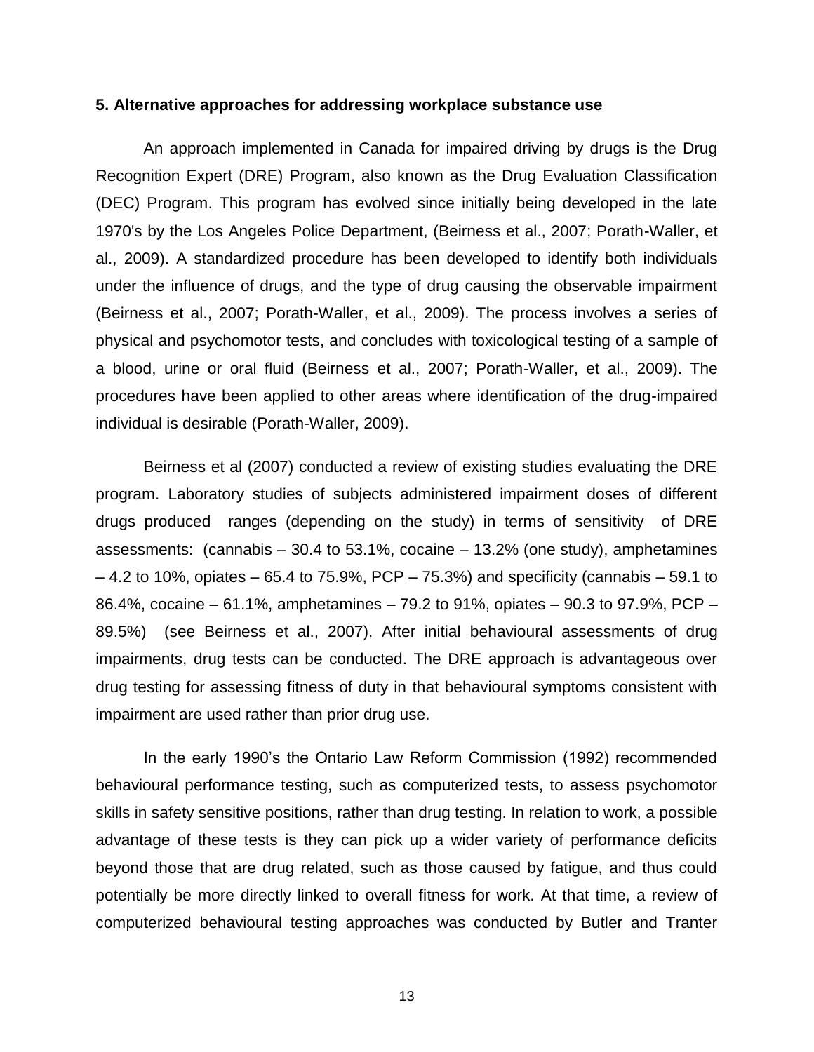## 5. Alternative approaches for addressing workplace substance use

An approach implemented in Canada for impaired driving by drugs is the Drug Recognition Expert (DRE) Program, also known as the Drug Evaluation Classification (DEC) Program. This program has evolved since initially being developed in the late 1970's by the Los Angeles Police Department, (Beirness et al., 2007; Porath-Waller, et al., 2009). A standardized procedure has been developed to identify both individuals under the influence of drugs, and the type of drug causing the observable impairment (Beirness et al., 2007; Porath-Waller, et al., 2009). The process involves a series of physical and psychomotor tests, and concludes with toxicological testing of a sample of a blood, urine or oral fluid (Beirness et al., 2007; Porath-Waller, et al., 2009). The procedures have been applied to other areas where identification of the drug-impaired individual is desirable (Porath-Waller, 2009).

Beirness et al (2007) conducted a review of existing studies evaluating the DRE program. Laboratory studies of subjects administered impairment doses of different drugs produced ranges (depending on the study) in terms of sensitivity of DRE assessments: (cannabis – 30.4 to 53.1%, cocaine – 13.2% (one study), amphetamines – 4.2 to 10%, opiates – 65.4 to 75.9%, PCP – 75.3%) and specificity (cannabis – 59.1 to 86.4%, cocaine – 61.1%, amphetamines – 79.2 to 91%, opiates – 90.3 to 97.9%, PCP – 89.5%) (see Beirness et al., 2007). After initial behavioural assessments of drug impairments, drug tests can be conducted. The DRE approach is advantageous over drug testing for assessing fitness of duty in that behavioural symptoms consistent with impairment are used rather than prior drug use.

In the early 1990's the Ontario Law Reform Commission (1992) recommended behavioural performance testing, such as computerized tests, to assess psychomotor skills in safety sensitive positions, rather than drug testing. In relation to work, a possible advantage of these tests is they can pick up a wider variety of performance deficits beyond those that are drug related, such as those caused by fatigue, and thus could potentially be more directly linked to overall fitness for work. At that time, a review of computerized behavioural testing approaches was conducted by Butler and Tranter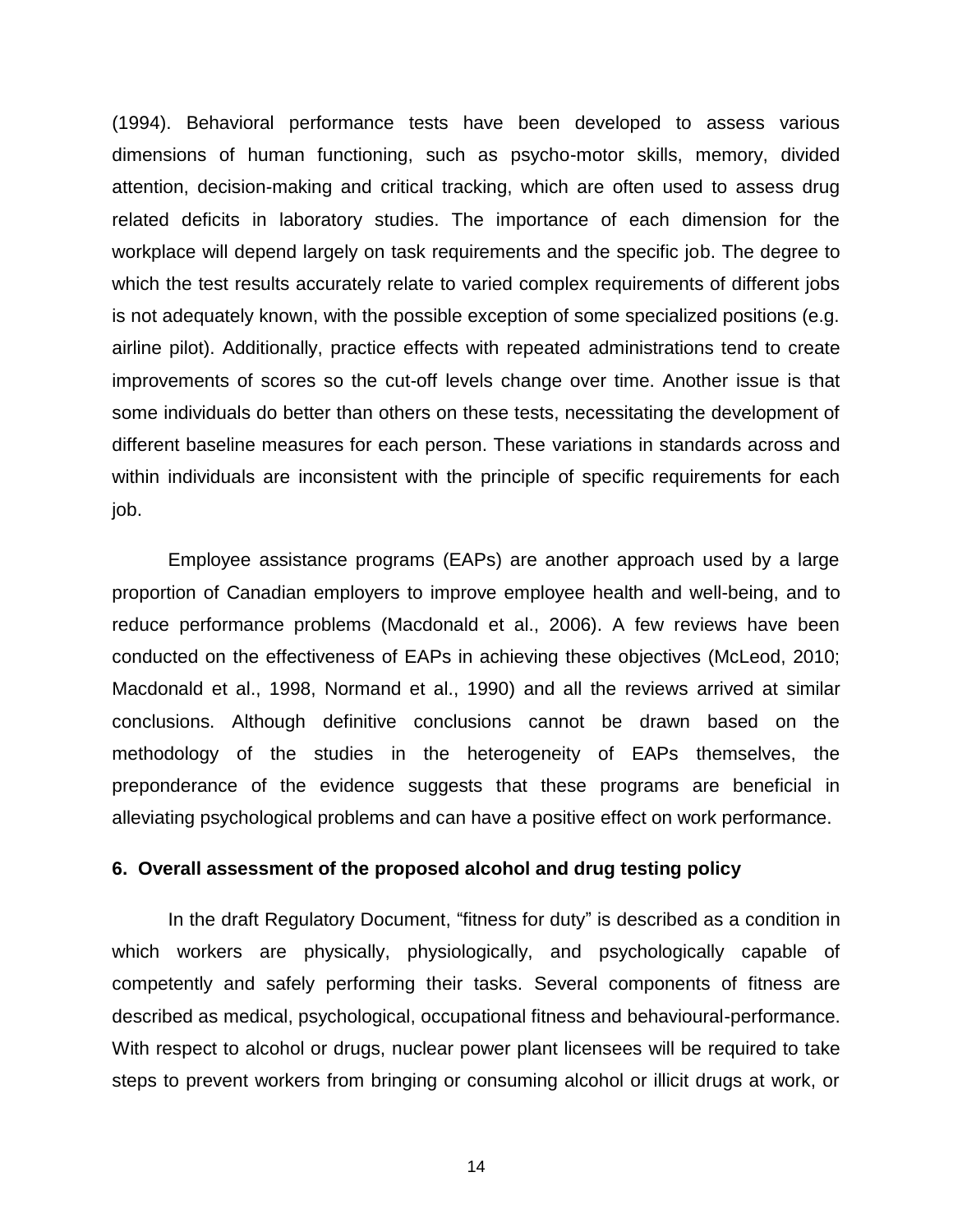(1994). Behavioral performance tests have been developed to assess various dimensions of human functioning, such as psycho-motor skills, memory, divided attention, decision-making and critical tracking, which are often used to assess drug related deficits in laboratory studies. The importance of each dimension for the workplace will depend largely on task requirements and the specific job. The degree to which the test results accurately relate to varied complex requirements of different jobs is not adequately known, with the possible exception of some specialized positions (e.g. airline pilot). Additionally, practice effects with repeated administrations tend to create improvements of scores so the cut-off levels change over time. Another issue is that some individuals do better than others on these tests, necessitating the development of different baseline measures for each person. These variations in standards across and within individuals are inconsistent with the principle of specific requirements for each job.

Employee assistance programs (EAPs) are another approach used by a large proportion of Canadian employers to improve employee health and well-being, and to reduce performance problems (Macdonald et al., 2006). A few reviews have been conducted on the effectiveness of EAPs in achieving these objectives (McLeod, 2010; Macdonald et al., 1998, Normand et al., 1990) and all the reviews arrived at similar conclusions. Although definitive conclusions cannot be drawn based on the methodology of the studies in the heterogeneity of EAPs themselves, the preponderance of the evidence suggests that these programs are beneficial in alleviating psychological problems and can have a positive effect on work performance.

## 6. Overall assessment of the proposed alcohol and drug testing policy

In the draft Regulatory Document, "fitness for duty" is described as a condition in which workers are physically, physiologically, and psychologically capable of competently and safely performing their tasks. Several components of fitness are described as medical, psychological, occupational fitness and behavioural-performance. With respect to alcohol or drugs, nuclear power plant licensees will be required to take steps to prevent workers from bringing or consuming alcohol or illicit drugs at work, or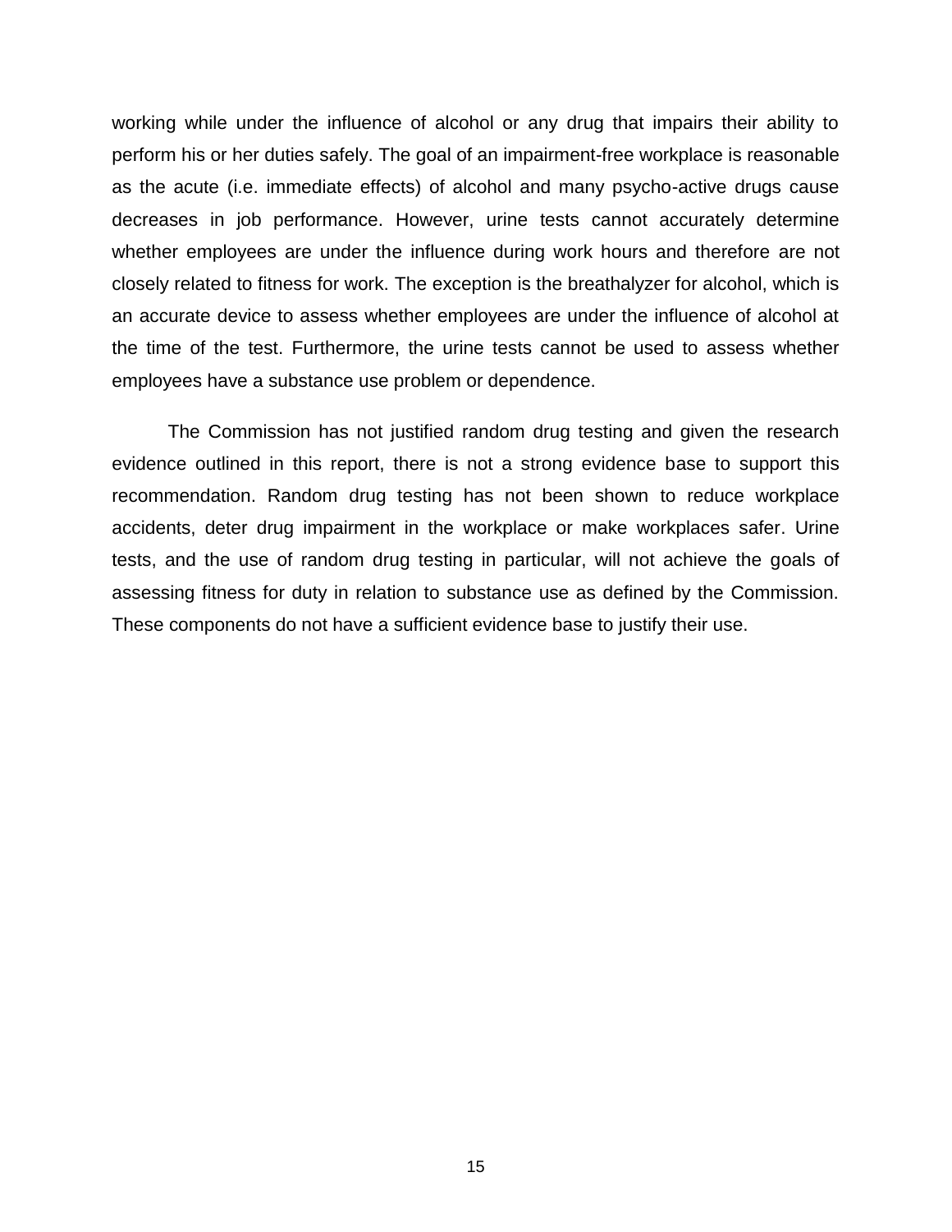working while under the influence of alcohol or any drug that impairs their ability to perform his or her duties safely. The goal of an impairment-free workplace is reasonable as the acute (i.e. immediate effects) of alcohol and many psycho-active drugs cause decreases in job performance. However, urine tests cannot accurately determine whether employees are under the influence during work hours and therefore are not closely related to fitness for work. The exception is the breathalyzer for alcohol, which is an accurate device to assess whether employees are under the influence of alcohol at the time of the test. Furthermore, the urine tests cannot be used to assess whether employees have a substance use problem or dependence.

The Commission has not justified random drug testing and given the research evidence outlined in this report, there is not a strong evidence base to support this recommendation. Random drug testing has not been shown to reduce workplace accidents, deter drug impairment in the workplace or make workplaces safer. Urine tests, and the use of random drug testing in particular, will not achieve the goals of assessing fitness for duty in relation to substance use as defined by the Commission. These components do not have a sufficient evidence base to justify their use.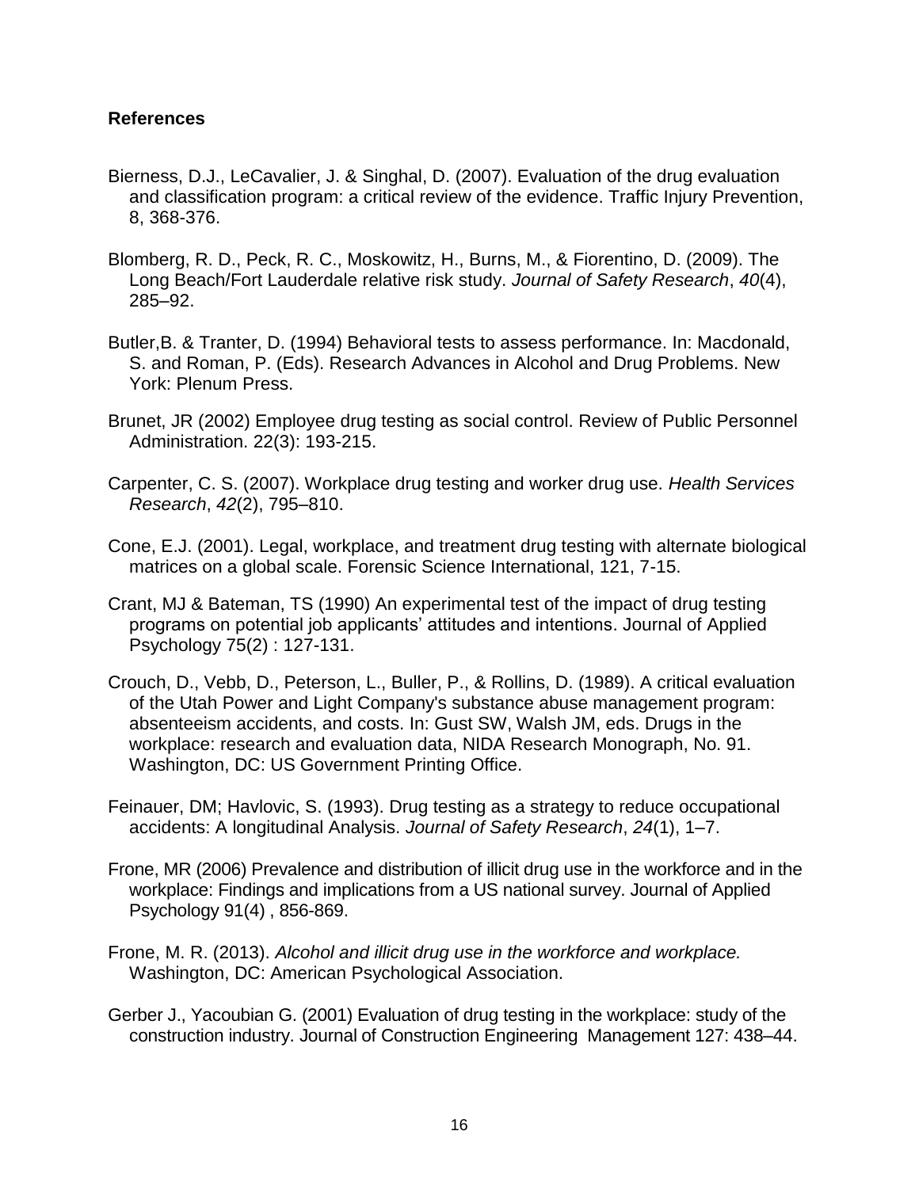## References

Bierness, D.J., LeCavalier, J. & Singhal, D. (2007). Evaluation of the drug evaluation and classification program: a critical review of the evidence. Traffic Injury Prevention, 8, 368-376.

Blomberg, R. D., Peck, R. C., Moskowitz, H., Burns, M., & Fiorentino, D. (2009). The Long Beach/Fort Lauderdale relative risk study. *Journal of Safety Research*, *40*(4), 285–92.

Butler,B. & Tranter, D. (1994) Behavioral tests to assess performance. In: Macdonald, S. and Roman, P. (Eds). Research Advances in Alcohol and Drug Problems. New York: Plenum Press.

Brunet, JR (2002) Employee drug testing as social control. Review of Public Personnel Administration. 22(3): 193-215.

Carpenter, C. S. (2007). Workplace drug testing and worker drug use. *Health Services Research*, *42*(2), 795–810.

Cone, E.J. (2001). Legal, workplace, and treatment drug testing with alternate biological matrices on a global scale. Forensic Science International, 121, 7-15.

Crant, MJ & Bateman, TS (1990) An experimental test of the impact of drug testing programs on potential job applicants' attitudes and intentions. Journal of Applied Psychology 75(2) : 127-131.

Crouch, D., Vebb, D., Peterson, L., Buller, P., & Rollins, D. (1989). A critical evaluation of the Utah Power and Light Company's substance abuse management program: absenteeism accidents, and costs. In: Gust SW, Walsh JM, eds. Drugs in the workplace: research and evaluation data, NIDA Research Monograph, No. 91. Washington, DC: US Government Printing Office.

Feinauer, DM; Havlovic, S. (1993). Drug testing as a strategy to reduce occupational accidents: A longitudinal Analysis. *Journal of Safety Research*, *24*(1), 1–7.

Frone, MR (2006) Prevalence and distribution of illicit drug use in the workforce and in the workplace: Findings and implications from a US national survey. Journal of Applied Psychology 91(4) , 856-869.

Frone, M. R. (2013). *Alcohol and illicit drug use in the workforce and workplace.* Washington, DC: American Psychological Association.

Gerber J., Yacoubian G. (2001) Evaluation of drug testing in the workplace: study of the construction industry. Journal of Construction Engineering Management 127: 438–44.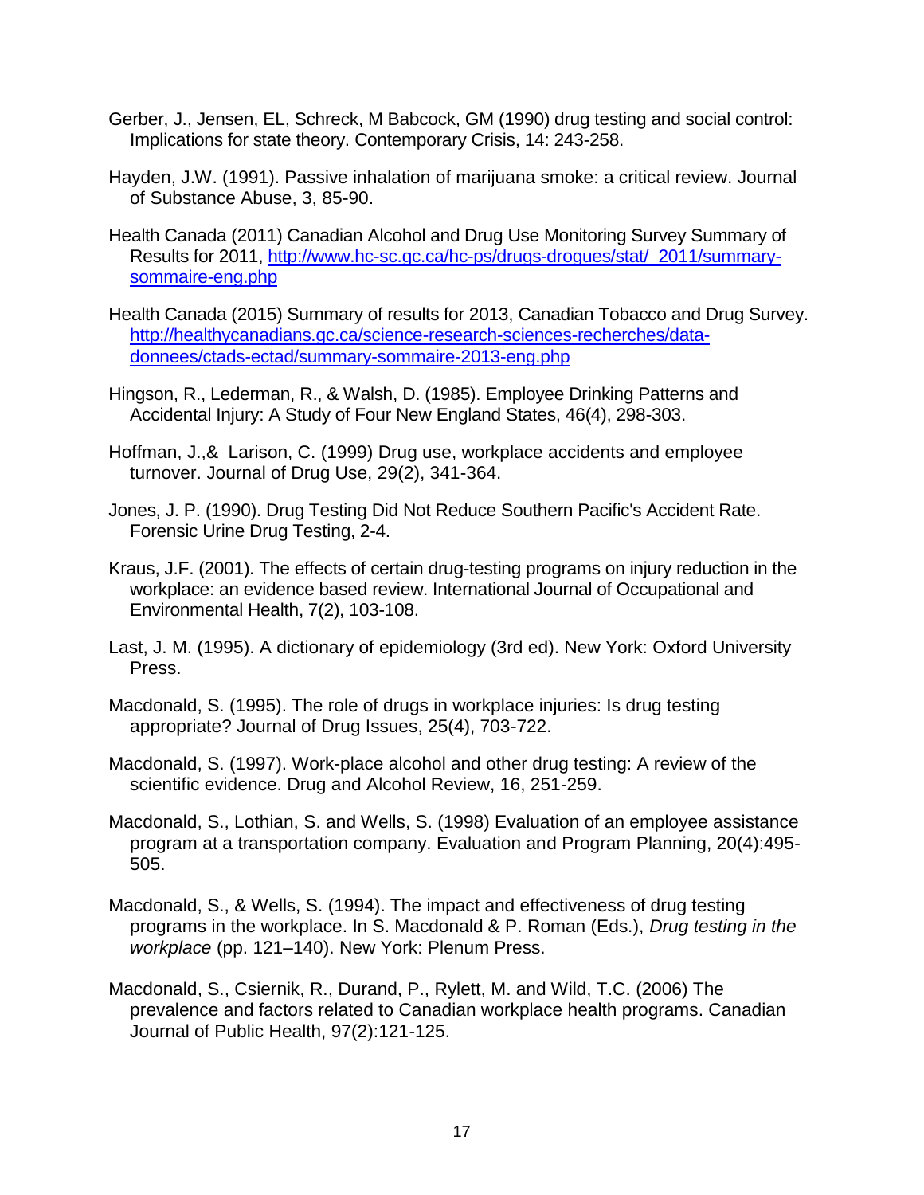Gerber, J., Jensen, EL, Schreck, M Babcock, GM (1990) drug testing and social control: Implications for state theory. Contemporary Crisis, 14: 243-258.

Hayden, J.W. (1991). Passive inhalation of marijuana smoke: a critical review. Journal of Substance Abuse, 3, 85-90.

Health Canada (2011) Canadian Alcohol and Drug Use Monitoring Survey Summary of Results for 2011, [http://www.hc-sc.gc.ca/hc-ps/drugs-drogues/stat/_2011/summary-sommaire-eng.php](http://www.hc-sc.gc.ca/hc-ps/drugs-drogues/stat/_2011/summary-sommaire-eng.php)

Health Canada (2015) Summary of results for 2013, Canadian Tobacco and Drug Survey. [http://healthycanadians.gc.ca/science-research-sciences-recherches/data-donnees/ctads-ectad/summary-sommaire-2013-eng.php](http://healthycanadians.gc.ca/science-research-sciences-recherches/data-donnees/ctads-ectad/summary-sommaire-2013-eng.php)

Hingson, R., Lederman, R., & Walsh, D. (1985). Employee Drinking Patterns and Accidental Injury: A Study of Four New England States, 46(4), 298-303.

Hoffman, J.,& Larison, C. (1999) Drug use, workplace accidents and employee turnover. Journal of Drug Use, 29(2), 341-364.

Jones, J. P. (1990). Drug Testing Did Not Reduce Southern Pacific's Accident Rate. Forensic Urine Drug Testing, 2-4.

Kraus, J.F. (2001). The effects of certain drug-testing programs on injury reduction in the workplace: an evidence based review. International Journal of Occupational and Environmental Health, 7(2), 103-108.

Last, J. M. (1995). A dictionary of epidemiology (3rd ed). New York: Oxford University Press.

Macdonald, S. (1995). The role of drugs in workplace injuries: Is drug testing appropriate? Journal of Drug Issues, 25(4), 703-722.

Macdonald, S. (1997). Work-place alcohol and other drug testing: A review of the scientific evidence. Drug and Alcohol Review, 16, 251-259.

Macdonald, S., Lothian, S. and Wells, S. (1998) Evaluation of an employee assistance program at a transportation company. Evaluation and Program Planning, 20(4):495-505.

Macdonald, S., & Wells, S. (1994). The impact and effectiveness of drug testing programs in the workplace. In S. Macdonald & P. Roman (Eds.), *Drug testing in the workplace* (pp. 121–140). New York: Plenum Press.

Macdonald, S., Csiernik, R., Durand, P., Rylett, M. and Wild, T.C. (2006) The prevalence and factors related to Canadian workplace health programs. Canadian Journal of Public Health, 97(2):121-125.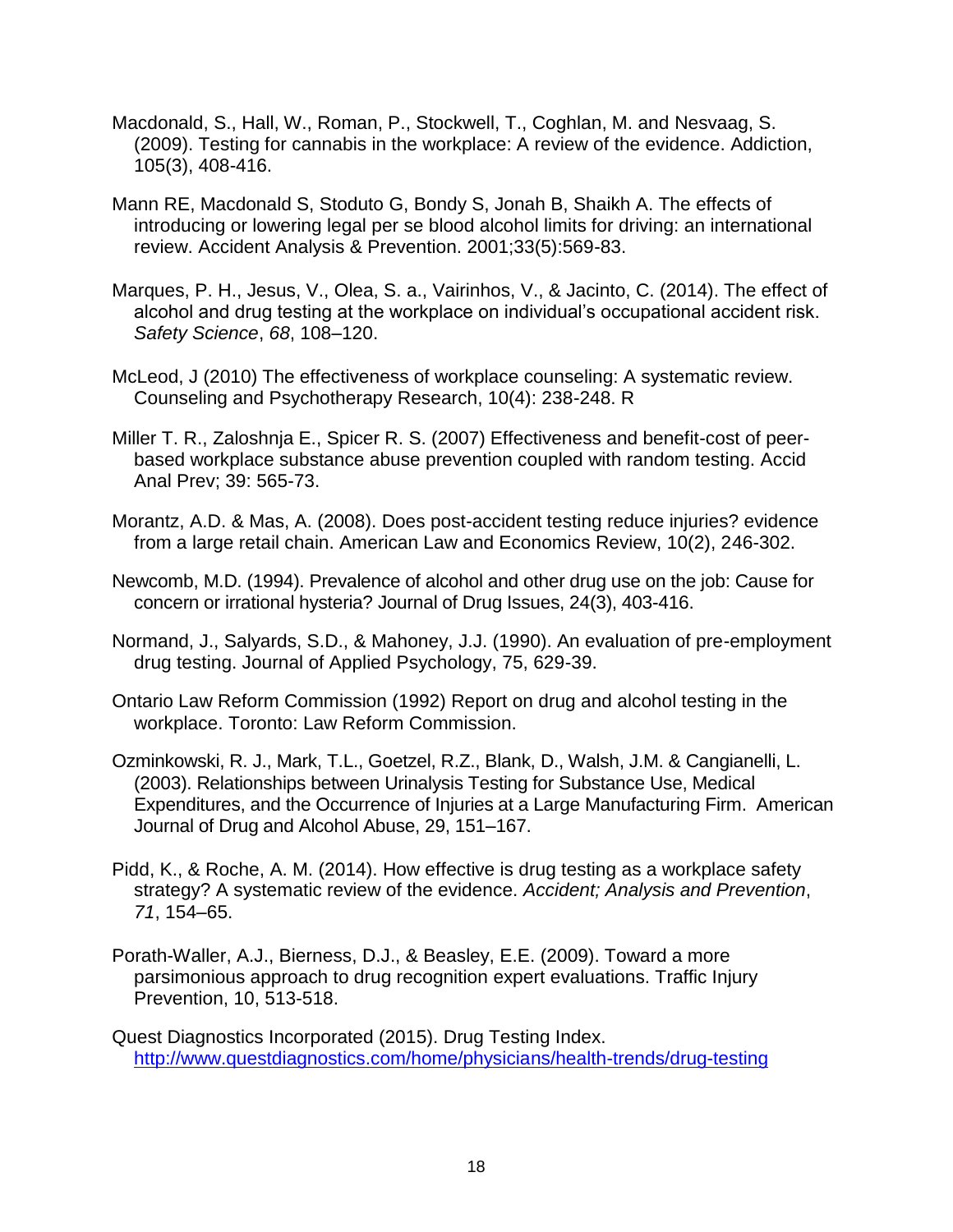Macdonald, S., Hall, W., Roman, P., Stockwell, T., Coghlan, M. and Nesvaag, S. (2009). Testing for cannabis in the workplace: A review of the evidence. Addiction, 105(3), 408-416.

Mann RE, Macdonald S, Stoduto G, Bondy S, Jonah B, Shaikh A. The effects of introducing or lowering legal per se blood alcohol limits for driving: an international review. Accident Analysis & Prevention. 2001;33(5):569-83.

Marques, P. H., Jesus, V., Olea, S. a., Vairinhos, V., & Jacinto, C. (2014). The effect of alcohol and drug testing at the workplace on individual's occupational accident risk. *Safety Science*, *68*, 108–120.

McLeod, J (2010) The effectiveness of workplace counseling: A systematic review. Counseling and Psychotherapy Research, 10(4): 238-248. R

Miller T. R., Zaloshnja E., Spicer R. S. (2007) Effectiveness and benefit-cost of peer-based workplace substance abuse prevention coupled with random testing. Accid Anal Prev; 39: 565-73.

Morantz, A.D. & Mas, A. (2008). Does post-accident testing reduce injuries? evidence from a large retail chain. American Law and Economics Review, 10(2), 246-302.

Newcomb, M.D. (1994). Prevalence of alcohol and other drug use on the job: Cause for concern or irrational hysteria? Journal of Drug Issues, 24(3), 403-416.

Normand, J., Salyards, S.D., & Mahoney, J.J. (1990). An evaluation of pre-employment drug testing. Journal of Applied Psychology, 75, 629-39.

Ontario Law Reform Commission (1992) Report on drug and alcohol testing in the workplace. Toronto: Law Reform Commission.

Ozminkowski, R. J., Mark, T.L., Goetzel, R.Z., Blank, D., Walsh, J.M. & Cangianelli, L. (2003). Relationships between Urinalysis Testing for Substance Use, Medical Expenditures, and the Occurrence of Injuries at a Large Manufacturing Firm. American Journal of Drug and Alcohol Abuse, 29, 151–167.

Pidd, K., & Roche, A. M. (2014). How effective is drug testing as a workplace safety strategy? A systematic review of the evidence. *Accident; Analysis and Prevention*, *71*, 154–65.

Porath-Waller, A.J., Bierness, D.J., & Beasley, E.E. (2009). Toward a more parsimonious approach to drug recognition expert evaluations. Traffic Injury Prevention, 10, 513-518.

Quest Diagnostics Incorporated (2015). Drug Testing Index. http://www.questdiagnostics.com/home/physicians/health-trends/drug-testing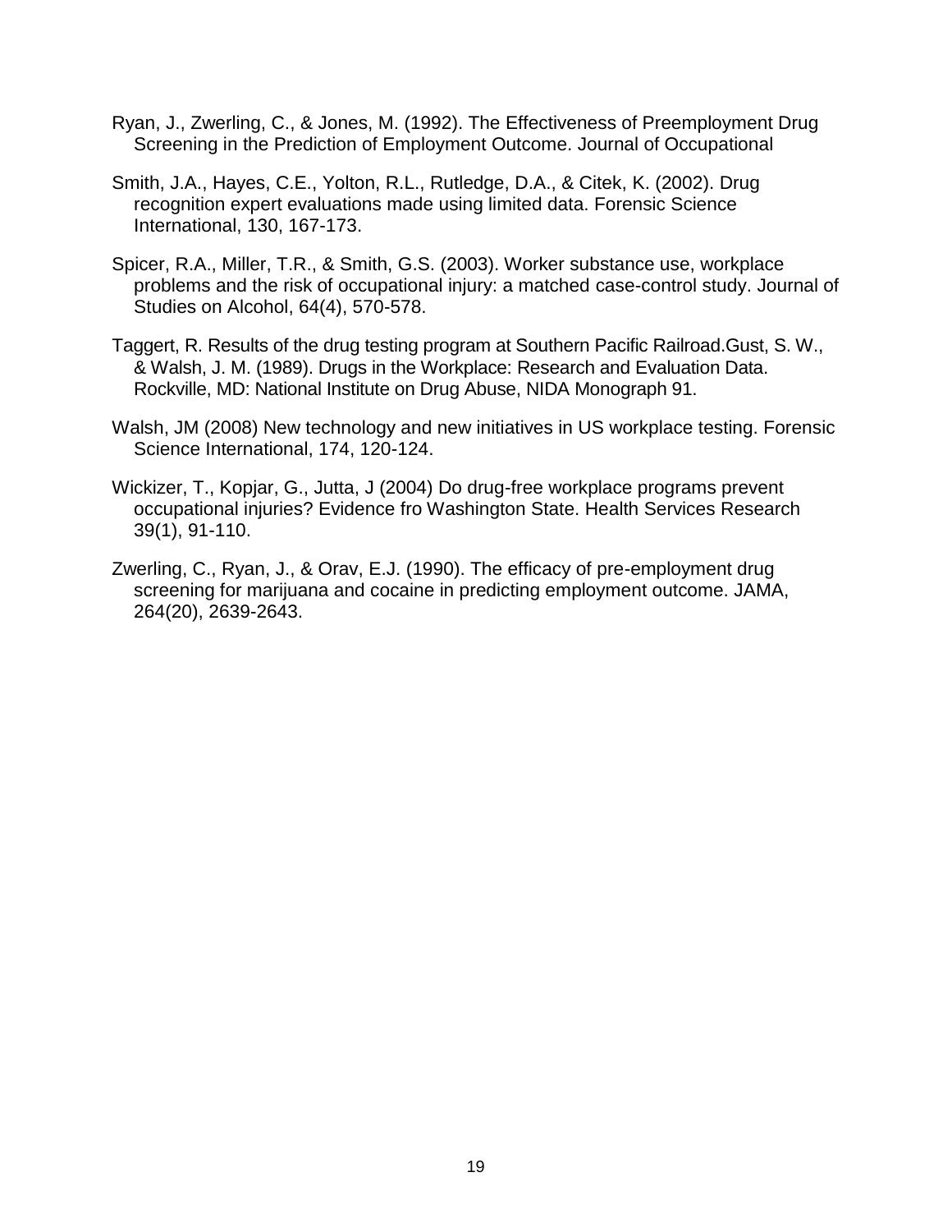Ryan, J., Zwerling, C., & Jones, M. (1992). The Effectiveness of Preemployment Drug Screening in the Prediction of Employment Outcome. Journal of Occupational

Smith, J.A., Hayes, C.E., Yolton, R.L., Rutledge, D.A., & Citek, K. (2002). Drug recognition expert evaluations made using limited data. Forensic Science International, 130, 167-173.

Spicer, R.A., Miller, T.R., & Smith, G.S. (2003). Worker substance use, workplace problems and the risk of occupational injury: a matched case-control study. Journal of Studies on Alcohol, 64(4), 570-578.

Taggert, R. Results of the drug testing program at Southern Pacific Railroad.Gust, S. W., & Walsh, J. M. (1989). Drugs in the Workplace: Research and Evaluation Data. Rockville, MD: National Institute on Drug Abuse, NIDA Monograph 91.

Walsh, JM (2008) New technology and new initiatives in US workplace testing. Forensic Science International, 174, 120-124.

Wickizer, T., Kopjar, G., Jutta, J (2004) Do drug-free workplace programs prevent occupational injuries? Evidence fro Washington State. Health Services Research 39(1), 91-110.

Zwerling, C., Ryan, J., & Orav, E.J. (1990). The efficacy of pre-employment drug screening for marijuana and cocaine in predicting employment outcome. JAMA, 264(20), 2639-2643.